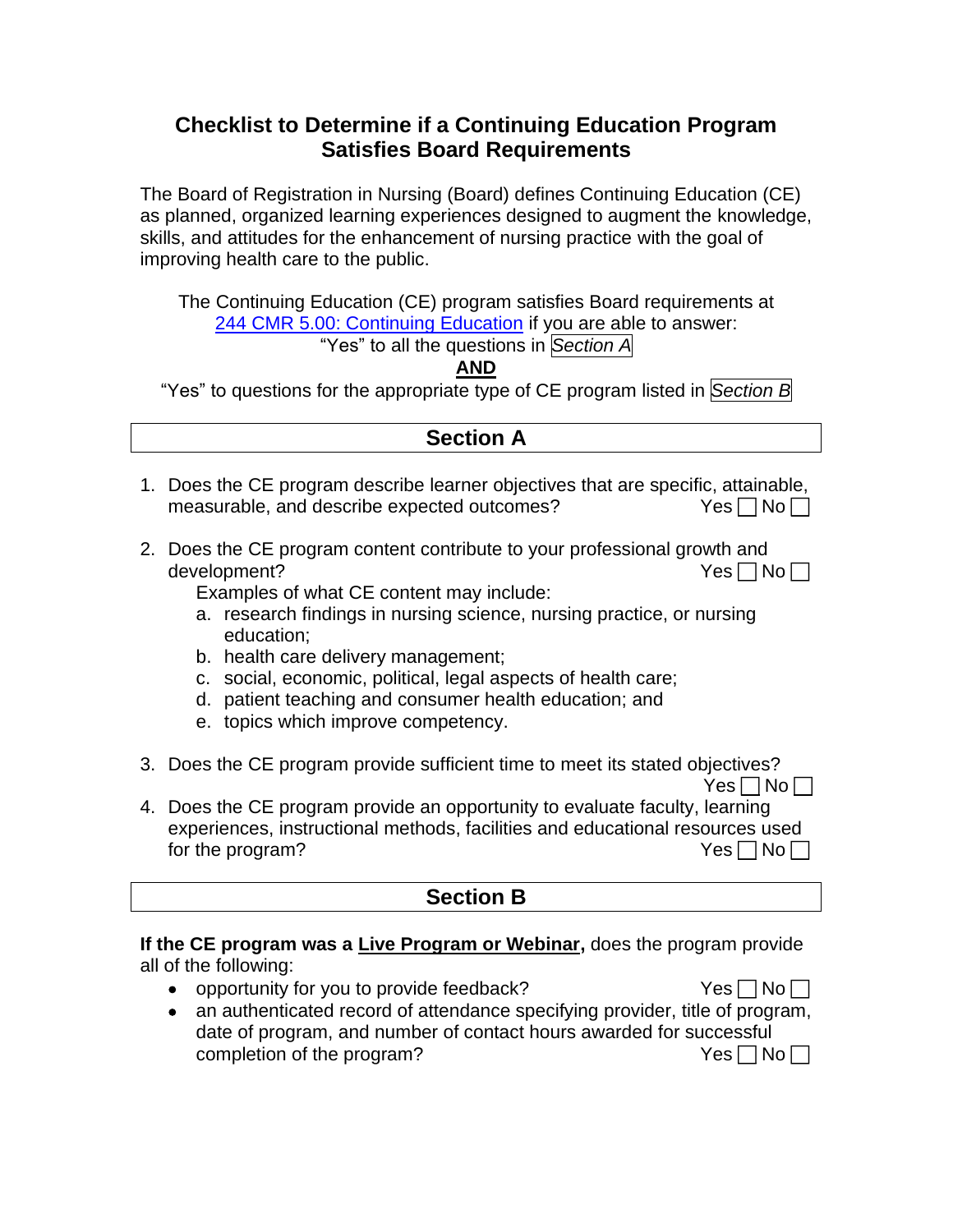# Checklist to Determine if a Continuing Education Program Satisfies Board Requirements

The Board of Registration in Nursing (Board) defines Continuing Education (CE) as planned, organized learning experiences designed to augment the knowledge, skills, and attitudes for the enhancement of nursing practice with the goal of improving health care to the public.

The Continuing Education (CE) program satisfies Board requirements at [244 CMR 5.00: Continuing Education]() if you are able to answer:

"Yes" to all the questions in *Section A*

**AND**

"Yes" to questions for the appropriate type of CE program listed in *Section B*

## Section A

1. Does the CE program describe learner objectives that are specific, attainable, measurable, and describe expected outcomes? Yes ☐ No ☐

2. Does the CE program content contribute to your professional growth and development? Yes ☐ No ☐

   Examples of what CE content may include:
   
   a. research findings in nursing science, nursing practice, or nursing education;
   b. health care delivery management;
   c. social, economic, political, legal aspects of health care;
   d. patient teaching and consumer health education; and
   e. topics which improve competency.

3. Does the CE program provide sufficient time to meet its stated objectives? Yes ☐ No ☐

4. Does the CE program provide an opportunity to evaluate faculty, learning experiences, instructional methods, facilities and educational resources used for the program? Yes ☐ No ☐

## Section B

**If the CE program was a <u>Live Program or Webinar</u>,** does the program provide all of the following:

- opportunity for you to provide feedback? Yes ☐ No ☐
- an authenticated record of attendance specifying provider, title of program, date of program, and number of contact hours awarded for successful completion of the program? Yes ☐ No ☐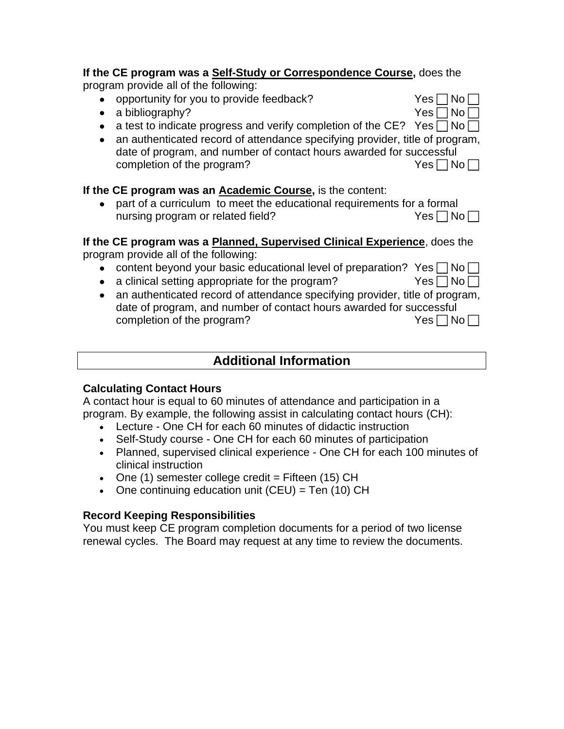**If the CE program was a <u>Self-Study or Correspondence Course</u>,** does the program provide all of the following:

- opportunity for you to provide feedback? Yes ☐ No ☐
- a bibliography? Yes ☐ No ☐
- a test to indicate progress and verify completion of the CE? Yes ☐ No ☐
- an authenticated record of attendance specifying provider, title of program, date of program, and number of contact hours awarded for successful completion of the program? Yes ☐ No ☐

**If the CE program was an <u>Academic Course</u>,** is the content:

- part of a curriculum to meet the educational requirements for a formal nursing program or related field? Yes ☐ No ☐

**If the CE program was a <u>Planned, Supervised Clinical Experience</u>**, does the program provide all of the following:

- content beyond your basic educational level of preparation? Yes ☐ No ☐
- a clinical setting appropriate for the program? Yes ☐ No ☐
- an authenticated record of attendance specifying provider, title of program, date of program, and number of contact hours awarded for successful completion of the program? Yes ☐ No ☐

## Additional Information

### Calculating Contact Hours

A contact hour is equal to 60 minutes of attendance and participation in a program. By example, the following assist in calculating contact hours (CH):

- Lecture - One CH for each 60 minutes of didactic instruction
- Self-Study course - One CH for each 60 minutes of participation
- Planned, supervised clinical experience - One CH for each 100 minutes of clinical instruction
- One (1) semester college credit = Fifteen (15) CH
- One continuing education unit (CEU) = Ten (10) CH

### Record Keeping Responsibilities

You must keep CE program completion documents for a period of two license renewal cycles. The Board may request at any time to review the documents.